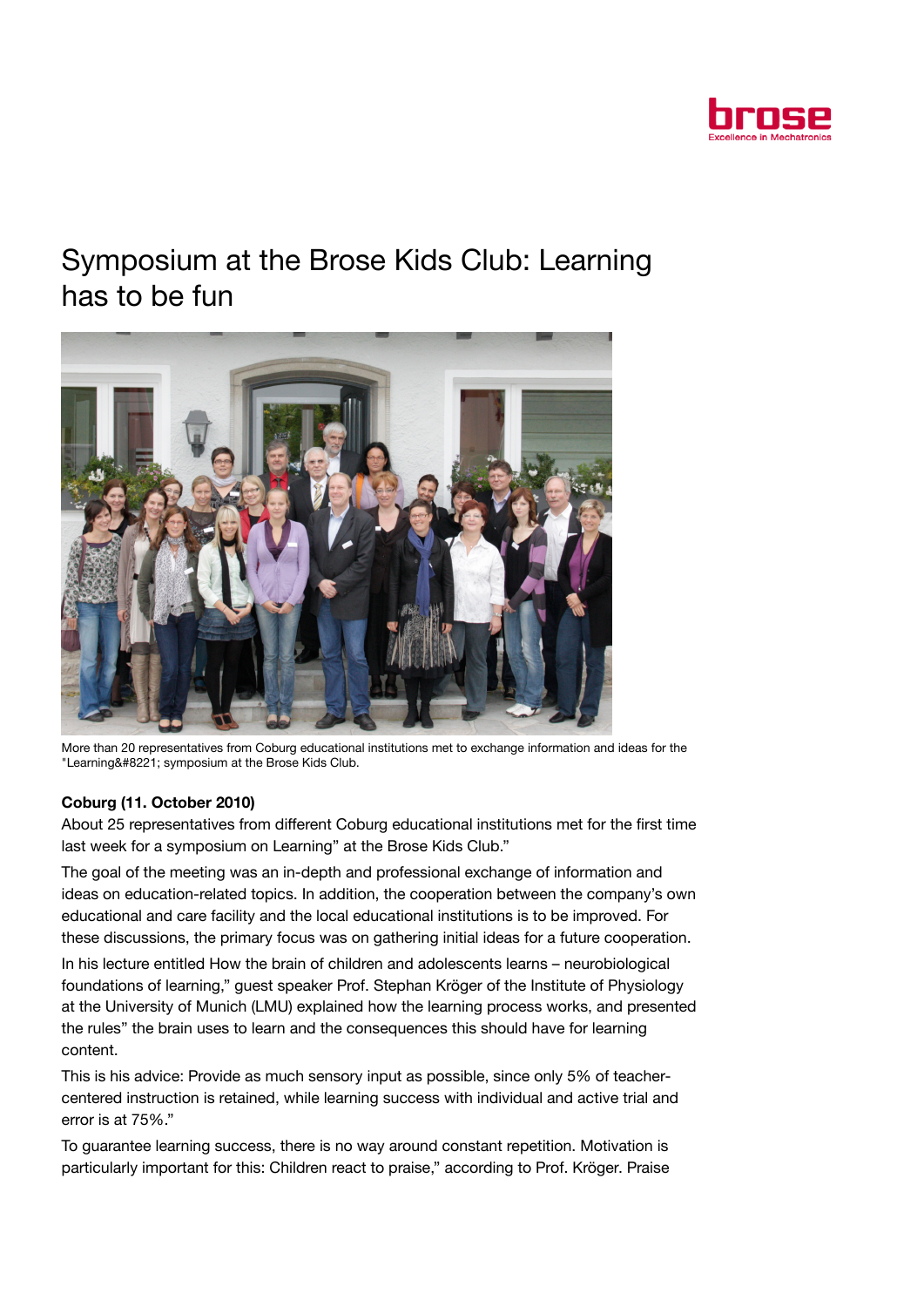# Symposium at the Brose Kids Club: Learning has to be fun

More than 20 representatives from Coburg educational institutions met to exchange information and ideas for the "Learning&#8221; symposium at the Brose Kids Club.

**Coburg (11. October 2010)**

About 25 representatives from different Coburg educational institutions met for the first time last week for a symposium on Learning" at the Brose Kids Club."

The goal of the meeting was an in-depth and professional exchange of information and ideas on education-related topics. In addition, the cooperation between the company's own educational and care facility and the local educational institutions is to be improved. For these discussions, the primary focus was on gathering initial ideas for a future cooperation.

In his lecture entitled How the brain of children and adolescents learns – neurobiological foundations of learning," guest speaker Prof. Stephan Kröger of the Institute of Physiology at the University of Munich (LMU) explained how the learning process works, and presented the rules" the brain uses to learn and the consequences this should have for learning content.

This is his advice: Provide as much sensory input as possible, since only 5% of teacher-centered instruction is retained, while learning success with individual and active trial and error is at 75%."

To guarantee learning success, there is no way around constant repetition. Motivation is particularly important for this: Children react to praise," according to Prof. Kröger. Praise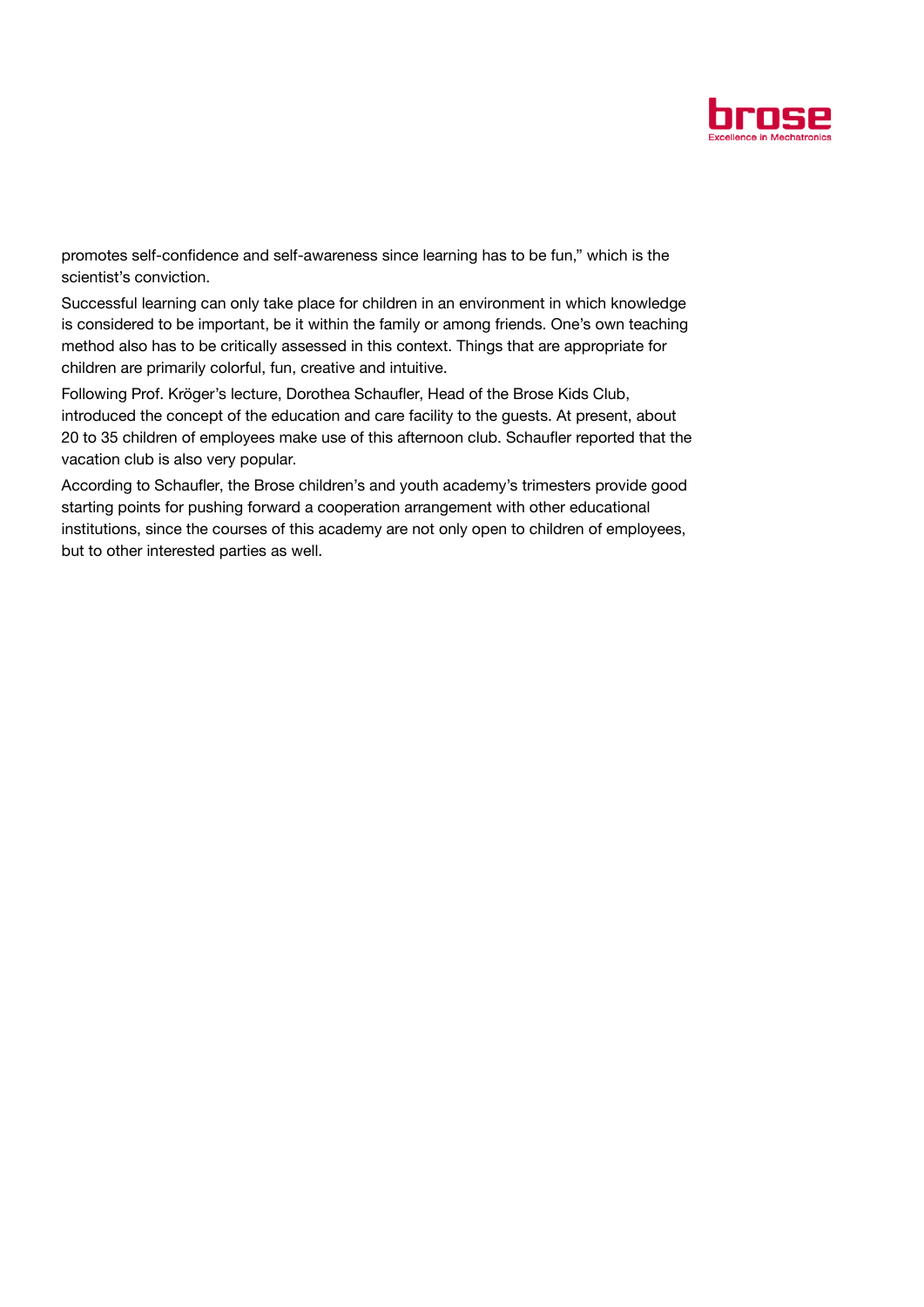promotes self-confidence and self-awareness since learning has to be fun," which is the scientist's conviction.

Successful learning can only take place for children in an environment in which knowledge is considered to be important, be it within the family or among friends. One's own teaching method also has to be critically assessed in this context. Things that are appropriate for children are primarily colorful, fun, creative and intuitive.

Following Prof. Kröger's lecture, Dorothea Schaufler, Head of the Brose Kids Club, introduced the concept of the education and care facility to the guests. At present, about 20 to 35 children of employees make use of this afternoon club. Schaufler reported that the vacation club is also very popular.

According to Schaufler, the Brose children's and youth academy's trimesters provide good starting points for pushing forward a cooperation arrangement with other educational institutions, since the courses of this academy are not only open to children of employees, but to other interested parties as well.